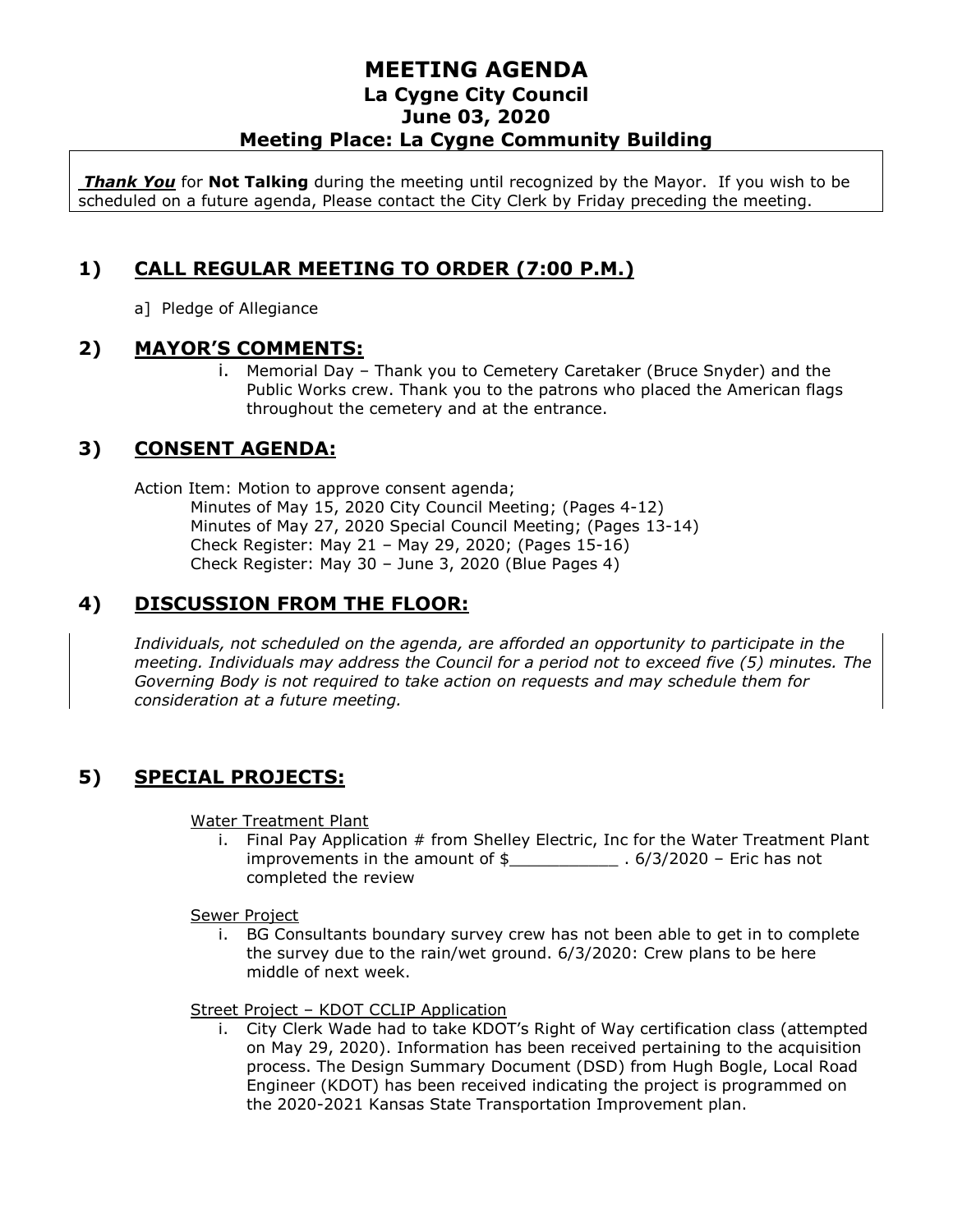# MEETING AGENDA
## La Cygne City Council
## June 03, 2020
## Meeting Place: La Cygne Community Building

***Thank You*** for **Not Talking** during the meeting until recognized by the Mayor. If you wish to be scheduled on a future agenda, Please contact the City Clerk by Friday preceding the meeting.

## 1) CALL REGULAR MEETING TO ORDER (7:00 P.M.)

a] Pledge of Allegiance

## 2) MAYOR'S COMMENTS:

i. Memorial Day – Thank you to Cemetery Caretaker (Bruce Snyder) and the Public Works crew. Thank you to the patrons who placed the American flags throughout the cemetery and at the entrance.

## 3) CONSENT AGENDA:

Action Item: Motion to approve consent agenda;
- Minutes of May 15, 2020 City Council Meeting; (Pages 4-12)
- Minutes of May 27, 2020 Special Council Meeting; (Pages 13-14)
- Check Register: May 21 – May 29, 2020; (Pages 15-16)
- Check Register: May 30 – June 3, 2020 (Blue Pages 4)

## 4) DISCUSSION FROM THE FLOOR:

*Individuals, not scheduled on the agenda, are afforded an opportunity to participate in the meeting. Individuals may address the Council for a period not to exceed five (5) minutes. The Governing Body is not required to take action on requests and may schedule them for consideration at a future meeting.*

## 5) SPECIAL PROJECTS:

Water Treatment Plant

i. Final Pay Application # from Shelley Electric, Inc for the Water Treatment Plant improvements in the amount of $___________ . 6/3/2020 – Eric has not completed the review

Sewer Project

i. BG Consultants boundary survey crew has not been able to get in to complete the survey due to the rain/wet ground. 6/3/2020: Crew plans to be here middle of next week.

Street Project – KDOT CCLIP Application

i. City Clerk Wade had to take KDOT's Right of Way certification class (attempted on May 29, 2020). Information has been received pertaining to the acquisition process. The Design Summary Document (DSD) from Hugh Bogle, Local Road Engineer (KDOT) has been received indicating the project is programmed on the 2020-2021 Kansas State Transportation Improvement plan.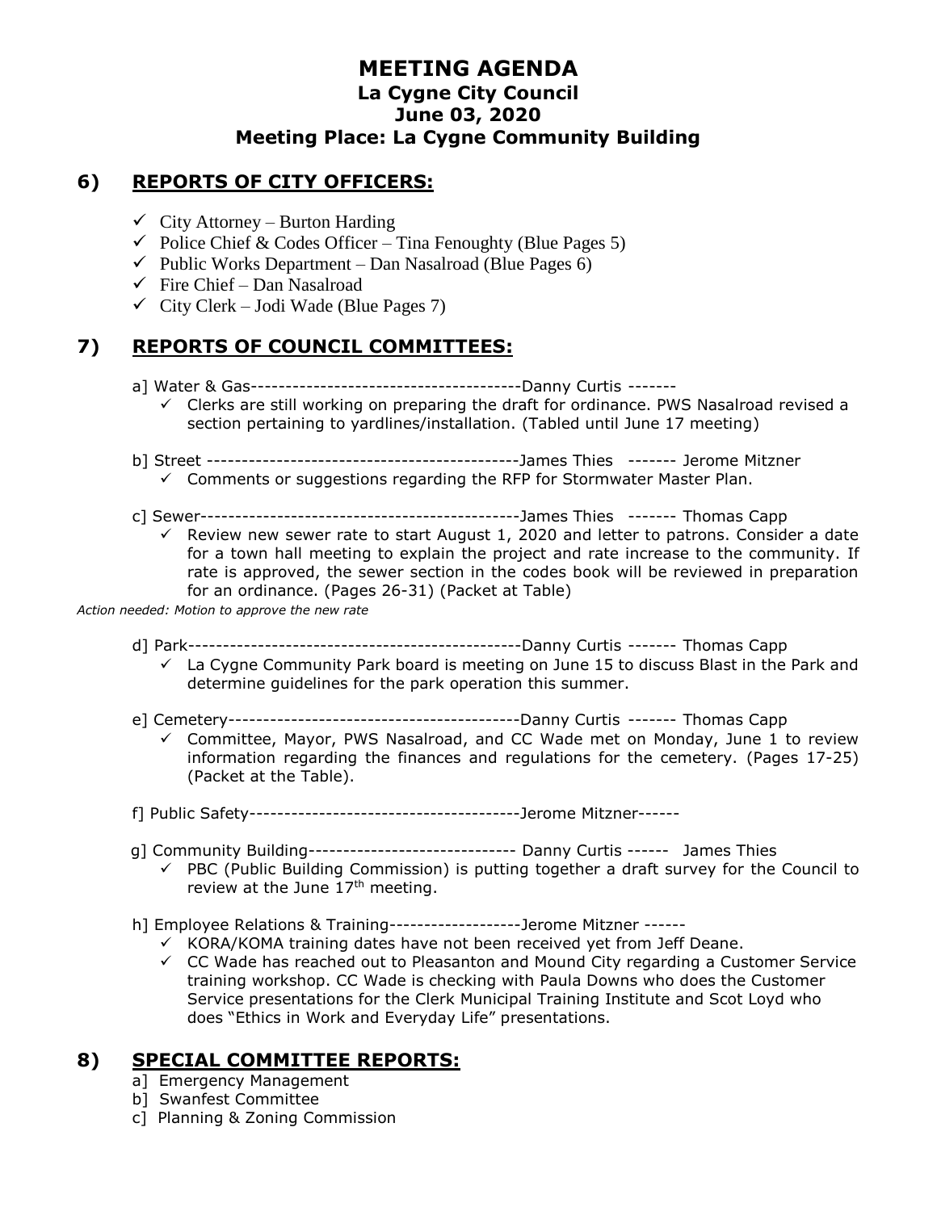# MEETING AGENDA
## La Cygne City Council
## June 03, 2020
## Meeting Place: La Cygne Community Building

## 6) REPORTS OF CITY OFFICERS:

- ✓ City Attorney – Burton Harding
- ✓ Police Chief & Codes Officer – Tina Fenoughty (Blue Pages 5)
- ✓ Public Works Department – Dan Nasalroad (Blue Pages 6)
- ✓ Fire Chief – Dan Nasalroad
- ✓ City Clerk – Jodi Wade (Blue Pages 7)

## 7) REPORTS OF COUNCIL COMMITTEES:

a] Water & Gas---------------------------------------Danny Curtis -------
- ✓ Clerks are still working on preparing the draft for ordinance. PWS Nasalroad revised a section pertaining to yardlines/installation. (Tabled until June 17 meeting)

b] Street ---------------------------------------------James Thies ------- Jerome Mitzner
- ✓ Comments or suggestions regarding the RFP for Stormwater Master Plan.

c] Sewer----------------------------------------------James Thies ------- Thomas Capp
- ✓ Review new sewer rate to start August 1, 2020 and letter to patrons. Consider a date for a town hall meeting to explain the project and rate increase to the community. If rate is approved, the sewer section in the codes book will be reviewed in preparation for an ordinance. (Pages 26-31) (Packet at Table)

*Action needed: Motion to approve the new rate*

d] Park------------------------------------------------Danny Curtis ------- Thomas Capp
- ✓ La Cygne Community Park board is meeting on June 15 to discuss Blast in the Park and determine guidelines for the park operation this summer.

e] Cemetery------------------------------------------Danny Curtis ------- Thomas Capp
- ✓ Committee, Mayor, PWS Nasalroad, and CC Wade met on Monday, June 1 to review information regarding the finances and regulations for the cemetery. (Pages 17-25) (Packet at the Table).

f] Public Safety---------------------------------------Jerome Mitzner------

g] Community Building------------------------------ Danny Curtis ------ James Thies
- ✓ PBC (Public Building Commission) is putting together a draft survey for the Council to review at the June 17th meeting.

h] Employee Relations & Training-------------------Jerome Mitzner ------
- ✓ KORA/KOMA training dates have not been received yet from Jeff Deane.
- ✓ CC Wade has reached out to Pleasanton and Mound City regarding a Customer Service training workshop. CC Wade is checking with Paula Downs who does the Customer Service presentations for the Clerk Municipal Training Institute and Scot Loyd who does "Ethics in Work and Everyday Life" presentations.

## 8) SPECIAL COMMITTEE REPORTS:

a] Emergency Management
b] Swanfest Committee
c] Planning & Zoning Commission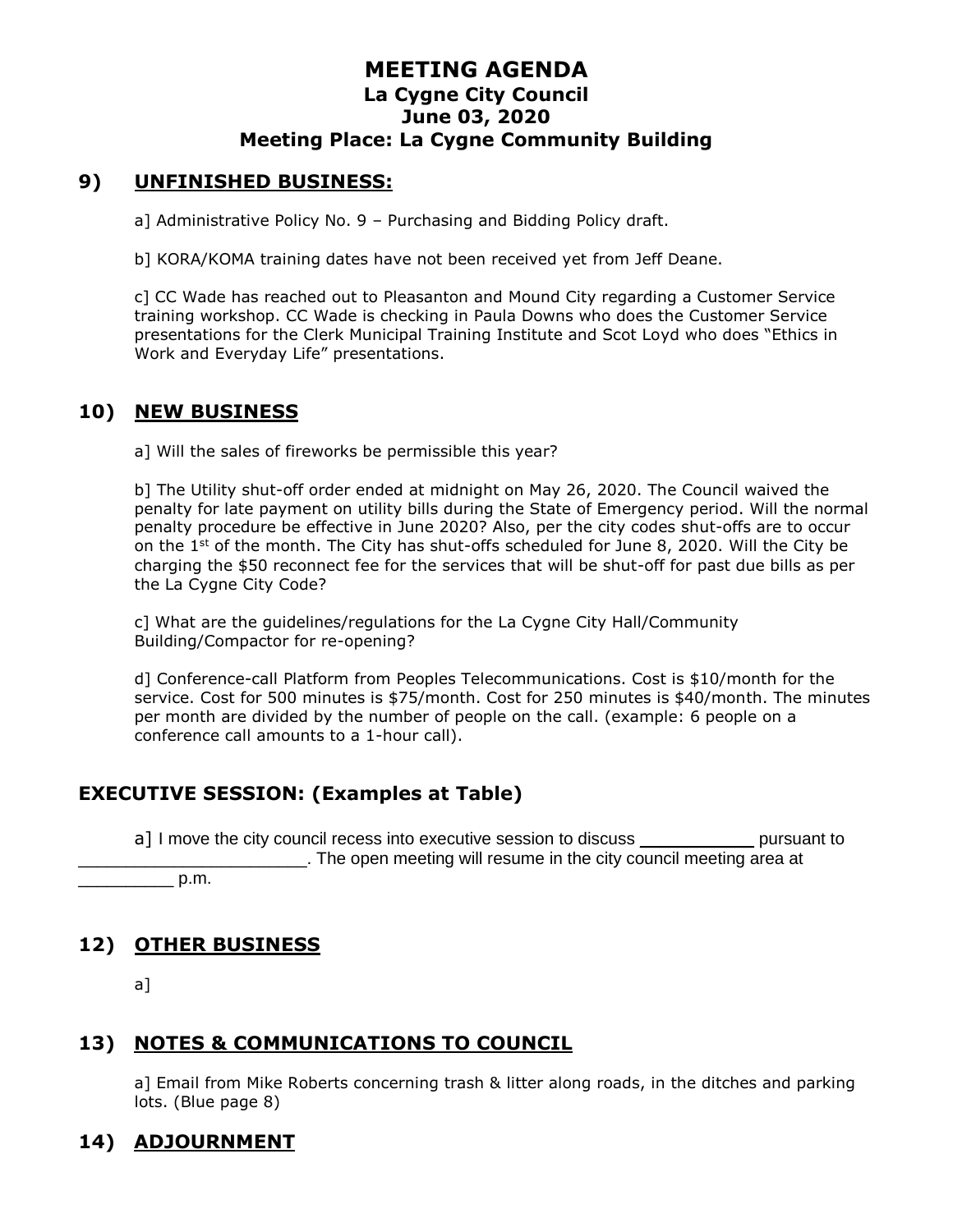# MEETING AGENDA
## La Cygne City Council
## June 03, 2020
## Meeting Place: La Cygne Community Building

## 9) UNFINISHED BUSINESS:

a] Administrative Policy No. 9 – Purchasing and Bidding Policy draft.

b] KORA/KOMA training dates have not been received yet from Jeff Deane.

c] CC Wade has reached out to Pleasanton and Mound City regarding a Customer Service training workshop. CC Wade is checking in Paula Downs who does the Customer Service presentations for the Clerk Municipal Training Institute and Scot Loyd who does "Ethics in Work and Everyday Life" presentations.

## 10) NEW BUSINESS

a] Will the sales of fireworks be permissible this year?

b] The Utility shut-off order ended at midnight on May 26, 2020. The Council waived the penalty for late payment on utility bills during the State of Emergency period. Will the normal penalty procedure be effective in June 2020? Also, per the city codes shut-offs are to occur on the 1st of the month. The City has shut-offs scheduled for June 8, 2020. Will the City be charging the $50 reconnect fee for the services that will be shut-off for past due bills as per the La Cygne City Code?

c] What are the guidelines/regulations for the La Cygne City Hall/Community Building/Compactor for re-opening?

d] Conference-call Platform from Peoples Telecommunications. Cost is $10/month for the service. Cost for 500 minutes is $75/month. Cost for 250 minutes is $40/month. The minutes per month are divided by the number of people on the call. (example: 6 people on a conference call amounts to a 1-hour call).

## EXECUTIVE SESSION: (Examples at Table)

a] I move the city council recess into executive session to discuss ___________ pursuant to _______________________. The open meeting will resume in the city council meeting area at _________ p.m.

## 12) OTHER BUSINESS

a]

## 13) NOTES & COMMUNICATIONS TO COUNCIL

a] Email from Mike Roberts concerning trash & litter along roads, in the ditches and parking lots. (Blue page 8)

## 14) ADJOURNMENT